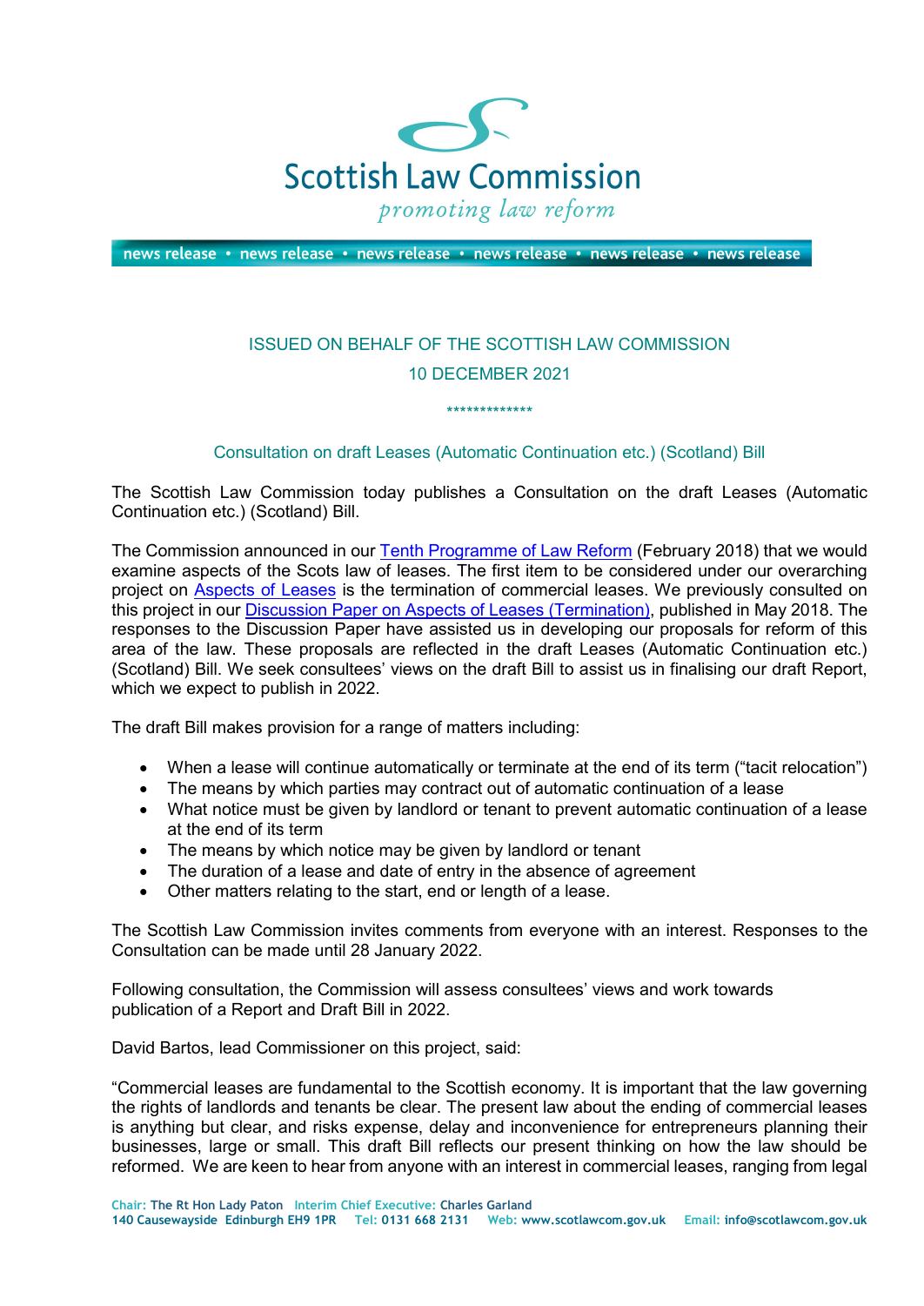# Scottish Law Commission

*promoting law reform*

news release • news release • news release • news release • news release • news release

ISSUED ON BEHALF OF THE SCOTTISH LAW COMMISSION

10 DECEMBER 2021

*************

## Consultation on draft Leases (Automatic Continuation etc.) (Scotland) Bill

The Scottish Law Commission today publishes a Consultation on the draft Leases (Automatic Continuation etc.) (Scotland) Bill.

The Commission announced in our Tenth Programme of Law Reform (February 2018) that we would examine aspects of the Scots law of leases. The first item to be considered under our overarching project on Aspects of Leases is the termination of commercial leases. We previously consulted on this project in our Discussion Paper on Aspects of Leases (Termination), published in May 2018. The responses to the Discussion Paper have assisted us in developing our proposals for reform of this area of the law. These proposals are reflected in the draft Leases (Automatic Continuation etc.) (Scotland) Bill. We seek consultees' views on the draft Bill to assist us in finalising our draft Report, which we expect to publish in 2022.

The draft Bill makes provision for a range of matters including:

- When a lease will continue automatically or terminate at the end of its term ("tacit relocation")
- The means by which parties may contract out of automatic continuation of a lease
- What notice must be given by landlord or tenant to prevent automatic continuation of a lease at the end of its term
- The means by which notice may be given by landlord or tenant
- The duration of a lease and date of entry in the absence of agreement
- Other matters relating to the start, end or length of a lease.

The Scottish Law Commission invites comments from everyone with an interest. Responses to the Consultation can be made until 28 January 2022.

Following consultation, the Commission will assess consultees' views and work towards publication of a Report and Draft Bill in 2022.

David Bartos, lead Commissioner on this project, said:

"Commercial leases are fundamental to the Scottish economy. It is important that the law governing the rights of landlords and tenants be clear. The present law about the ending of commercial leases is anything but clear, and risks expense, delay and inconvenience for entrepreneurs planning their businesses, large or small. This draft Bill reflects our present thinking on how the law should be reformed. We are keen to hear from anyone with an interest in commercial leases, ranging from legal

Chair: The Rt Hon Lady Paton Interim Chief Executive: Charles Garland
140 Causewayside Edinburgh EH9 1PR Tel: 0131 668 2131 Web: www.scotlawcom.gov.uk Email: info@scotlawcom.gov.uk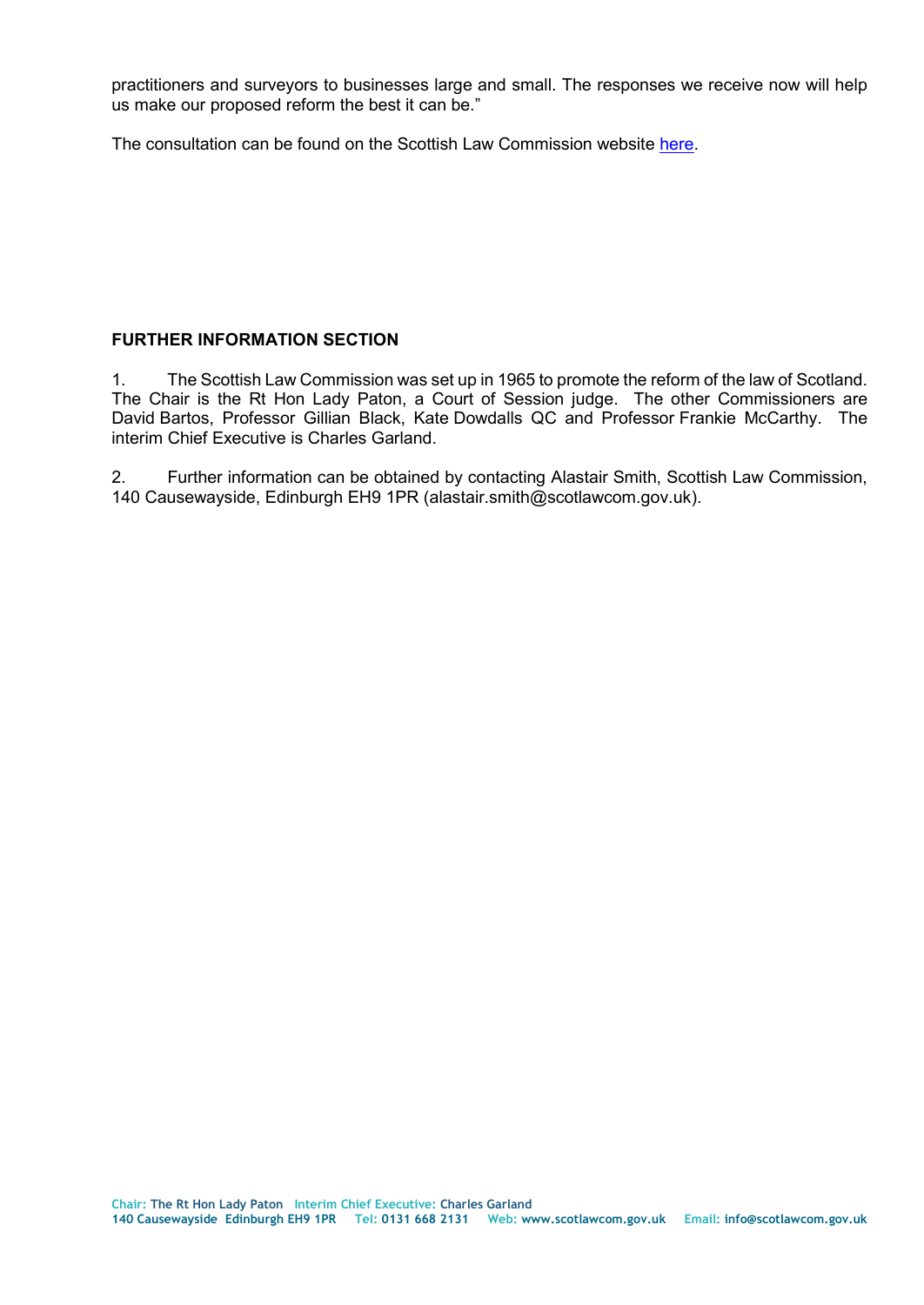practitioners and surveyors to businesses large and small. The responses we receive now will help us make our proposed reform the best it can be."

The consultation can be found on the Scottish Law Commission website here.

**FURTHER INFORMATION SECTION**

1. The Scottish Law Commission was set up in 1965 to promote the reform of the law of Scotland. The Chair is the Rt Hon Lady Paton, a Court of Session judge. The other Commissioners are David Bartos, Professor Gillian Black, Kate Dowdalls QC and Professor Frankie McCarthy. The interim Chief Executive is Charles Garland.

2. Further information can be obtained by contacting Alastair Smith, Scottish Law Commission, 140 Causewayside, Edinburgh EH9 1PR (alastair.smith@scotlawcom.gov.uk).